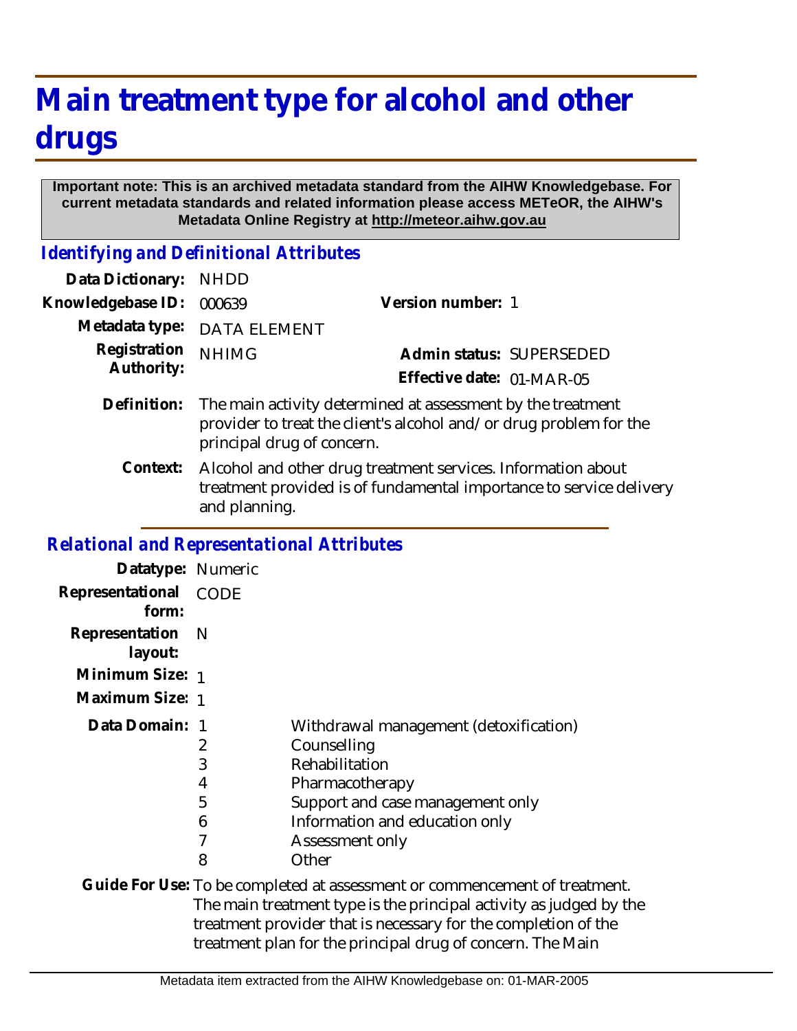# Main treatment type for alcohol and other drugs

**Important note: This is an archived metadata standard from the AIHW Knowledgebase. For current metadata standards and related information please access METeOR, the AIHW's Metadata Online Registry at http://meteor.aihw.gov.au**

## *Identifying and Definitional Attributes*

**Data Dictionary:** NHDD

**Knowledgebase ID:** 000639 **Version number:** 1

**Metadata type:** DATA ELEMENT

**Registration Authority:** NHIMG **Admin status:** SUPERSEDED

**Effective date:** 01-MAR-05

**Definition:** The main activity determined at assessment by the treatment provider to treat the client's alcohol and/or drug problem for the principal drug of concern.

**Context:** Alcohol and other drug treatment services. Information about treatment provided is of fundamental importance to service delivery and planning.

## *Relational and Representational Attributes*

**Datatype:** Numeric

**Representational form:** CODE

**Representation layout:** N

**Minimum Size:** 1

**Maximum Size:** 1

**Data Domain:**

| Code | Description |
|---|---|
| 1 | Withdrawal management (detoxification) |
| 2 | Counselling |
| 3 | Rehabilitation |
| 4 | Pharmacotherapy |
| 5 | Support and case management only |
| 6 | Information and education only |
| 7 | Assessment only |
| 8 | Other |

**Guide For Use:** To be completed at assessment or commencement of treatment. The main treatment type is the principal activity as judged by the treatment provider that is necessary for the completion of the treatment plan for the principal drug of concern. The Main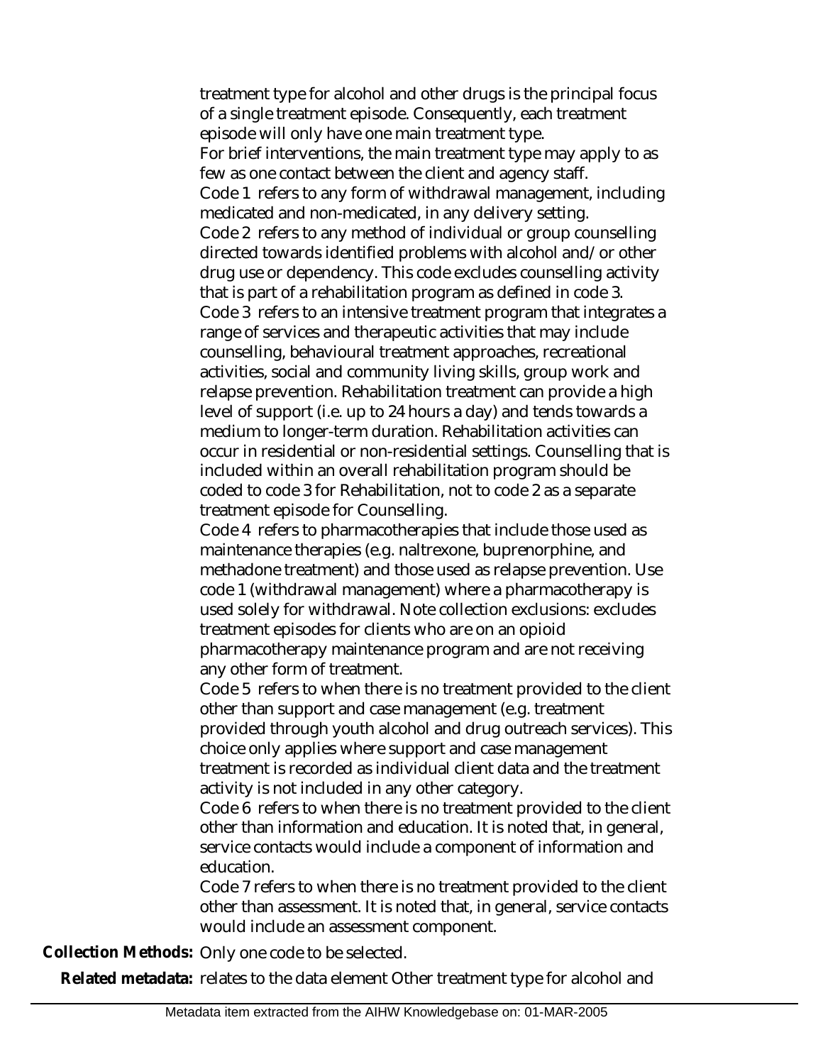treatment type for alcohol and other drugs is the principal focus of a single treatment episode. Consequently, each treatment episode will only have one main treatment type.

For brief interventions, the main treatment type may apply to as few as one contact between the client and agency staff.

Code 1 refers to any form of withdrawal management, including medicated and non-medicated, in any delivery setting.

Code 2 refers to any method of individual or group counselling directed towards identified problems with alcohol and/or other drug use or dependency. This code excludes counselling activity that is part of a rehabilitation program as defined in code 3.

Code 3 refers to an intensive treatment program that integrates a range of services and therapeutic activities that may include counselling, behavioural treatment approaches, recreational activities, social and community living skills, group work and relapse prevention. Rehabilitation treatment can provide a high level of support (i.e. up to 24 hours a day) and tends towards a medium to longer-term duration. Rehabilitation activities can occur in residential or non-residential settings. Counselling that is included within an overall rehabilitation program should be coded to code 3 for Rehabilitation, not to code 2 as a separate treatment episode for Counselling.

Code 4 refers to pharmacotherapies that include those used as maintenance therapies (e.g. naltrexone, buprenorphine, and methadone treatment) and those used as relapse prevention. Use code 1 (withdrawal management) where a pharmacotherapy is used solely for withdrawal. Note collection exclusions: excludes treatment episodes for clients who are on an opioid pharmacotherapy maintenance program and are not receiving any other form of treatment.

Code 5 refers to when there is no treatment provided to the client other than support and case management (e.g. treatment provided through youth alcohol and drug outreach services). This choice only applies where support and case management treatment is recorded as individual client data and the treatment activity is not included in any other category.

Code 6 refers to when there is no treatment provided to the client other than information and education. It is noted that, in general, service contacts would include a component of information and education.

Code 7 refers to when there is no treatment provided to the client other than assessment. It is noted that, in general, service contacts would include an assessment component.

**Collection Methods:** Only one code to be selected.

**Related metadata:** relates to the data element Other treatment type for alcohol and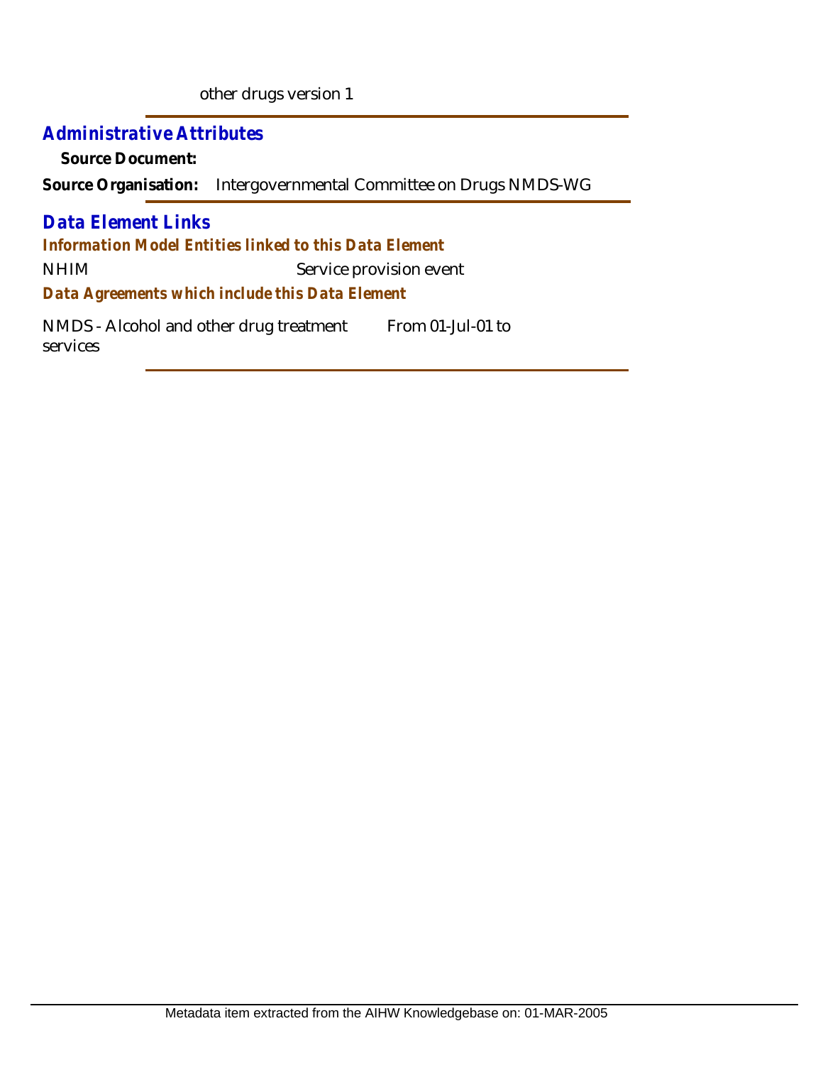other drugs version 1

## Administrative Attributes

**Source Document:**

**Source Organisation:** Intergovernmental Committee on Drugs NMDS-WG

## Data Element Links

### Information Model Entities linked to this Data Element

| | |
|---|---|
| NHIM | Service provision event |

### Data Agreements which include this Data Element

| | |
|---|---|
| NMDS - Alcohol and other drug treatment services | From 01-Jul-01 to |